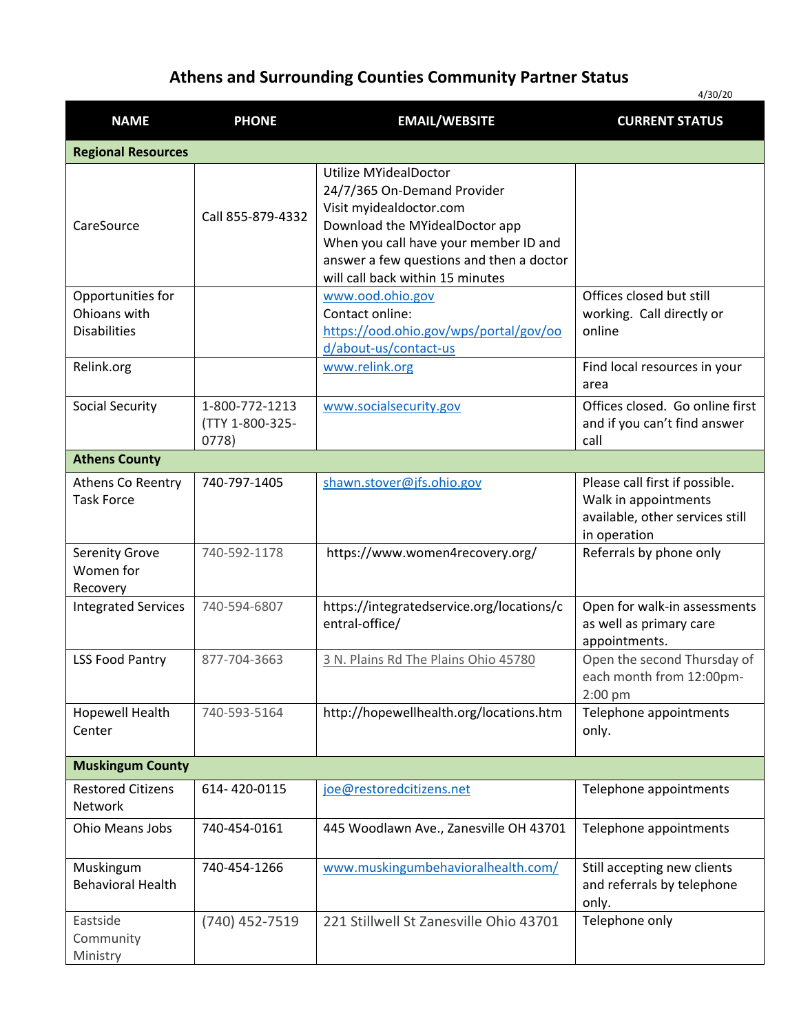# Athens and Surrounding Counties Community Partner Status

4/30/20

| NAME | PHONE | EMAIL/WEBSITE | CURRENT STATUS |
|---|---|---|---|
| **Regional Resources** | | | |
| CareSource | Call 855-879-4332 | Utilize MYidealDoctor 24/7/365 On-Demand Provider Visit myidealdoctor.com Download the MYidealDoctor app When you call have your member ID and answer a few questions and then a doctor will call back within 15 minutes | |
| Opportunities for Ohioans with Disabilities | | www.ood.ohio.gov Contact online: https://ood.ohio.gov/wps/portal/gov/ood/about-us/contact-us | Offices closed but still working. Call directly or online |
| Relink.org | | www.relink.org | Find local resources in your area |
| Social Security | 1-800-772-1213 (TTY 1-800-325-0778) | www.socialsecurity.gov | Offices closed. Go online first and if you can't find answer call |
| **Athens County** | | | |
| Athens Co Reentry Task Force | 740-797-1405 | shawn.stover@jfs.ohio.gov | Please call first if possible. Walk in appointments available, other services still in operation |
| Serenity Grove Women for Recovery | 740-592-1178 | https://www.women4recovery.org/ | Referrals by phone only |
| Integrated Services | 740-594-6807 | https://integratedservice.org/locations/central-office/ | Open for walk-in assessments as well as primary care appointments. |
| LSS Food Pantry | 877-704-3663 | 3 N. Plains Rd The Plains Ohio 45780 | Open the second Thursday of each month from 12:00pm-2:00 pm |
| Hopewell Health Center | 740-593-5164 | http://hopewellhealth.org/locations.htm | Telephone appointments only. |
| **Muskingum County** | | | |
| Restored Citizens Network | 614- 420-0115 | joe@restoredcitizens.net | Telephone appointments |
| Ohio Means Jobs | 740-454-0161 | 445 Woodlawn Ave., Zanesville OH 43701 | Telephone appointments |
| Muskingum Behavioral Health | 740-454-1266 | www.muskingumbehavioralhealth.com/ | Still accepting new clients and referrals by telephone only. |
| Eastside Community Ministry | (740) 452-7519 | 221 Stillwell St Zanesville Ohio 43701 | Telephone only |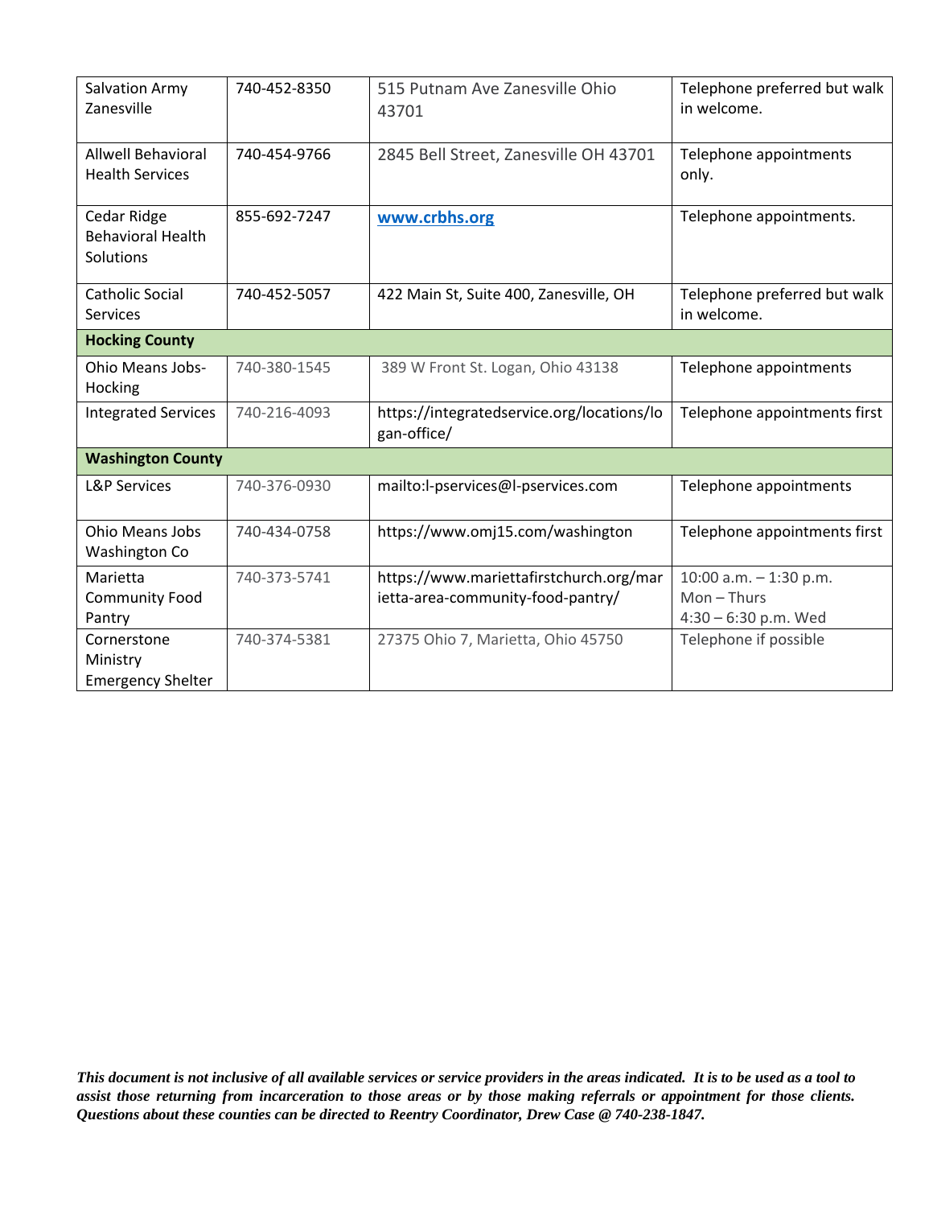| | | | |
|---|---|---|---|
| Salvation Army Zanesville | 740-452-8350 | 515 Putnam Ave Zanesville Ohio 43701 | Telephone preferred but walk in welcome. |
| Allwell Behavioral Health Services | 740-454-9766 | 2845 Bell Street, Zanesville OH 43701 | Telephone appointments only. |
| Cedar Ridge Behavioral Health Solutions | 855-692-7247 | [www.crbhs.org](http://www.crbhs.org) | Telephone appointments. |
| Catholic Social Services | 740-452-5057 | 422 Main St, Suite 400, Zanesville, OH | Telephone preferred but walk in welcome. |
| **Hocking County** | | | |
| Ohio Means Jobs-Hocking | 740-380-1545 | 389 W Front St. Logan, Ohio 43138 | Telephone appointments |
| Integrated Services | 740-216-4093 | https://integratedservice.org/locations/logan-office/ | Telephone appointments first |
| **Washington County** | | | |
| L&P Services | 740-376-0930 | mailto:l-pservices@l-pservices.com | Telephone appointments |
| Ohio Means Jobs Washington Co | 740-434-0758 | https://www.omj15.com/washington | Telephone appointments first |
| Marietta Community Food Pantry | 740-373-5741 | https://www.mariettafirstchurch.org/marietta-area-community-food-pantry/ | 10:00 a.m. – 1:30 p.m. Mon – Thurs 4:30 – 6:30 p.m. Wed |
| Cornerstone Ministry Emergency Shelter | 740-374-5381 | 27375 Ohio 7, Marietta, Ohio 45750 | Telephone if possible |

***This document is not inclusive of all available services or service providers in the areas indicated. It is to be used as a tool to assist those returning from incarceration to those areas or by those making referrals or appointment for those clients. Questions about these counties can be directed to Reentry Coordinator, Drew Case @ 740-238-1847.***